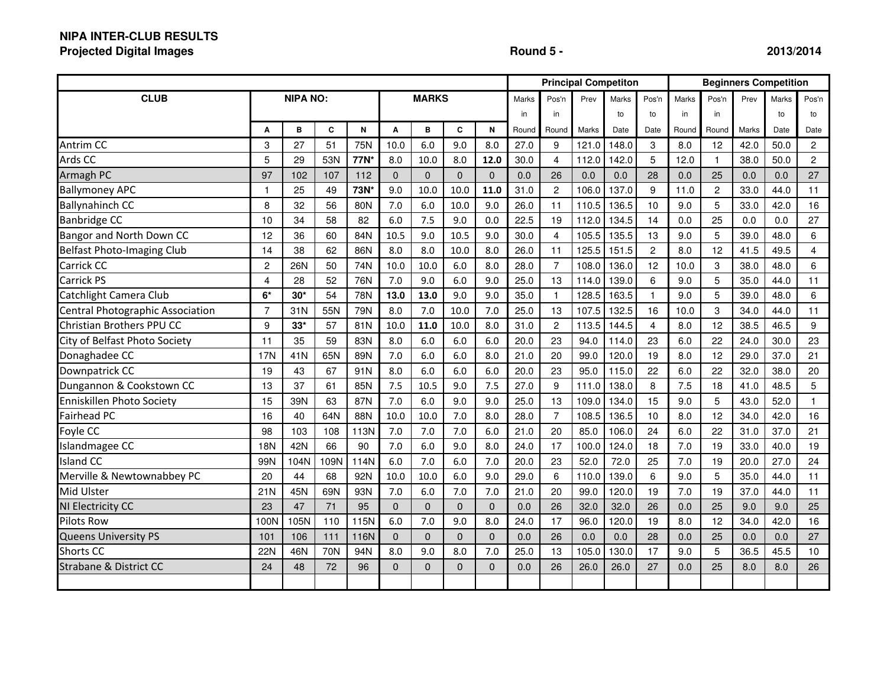**NIPA INTER-CLUB RESULTS**
**Projected Digital Images** **Round 5 -** **2013/2014**

| CLUB | NIPA NO: | | | | MARKS | | | | Principal Competiton | | | | | Beginners Competition | | | | |
|---|---|---|---|---|---|---|---|---|---|---|---|---|---|---|---|---|---|---|
| | | | | | | | | | Marks in Round | Pos'n in Round | Prev Marks | Marks to Date | Pos'n to Date | Marks in Round | Pos'n in Round | Prev Marks | Marks to Date | Pos'n to Date |
| | A | B | C | N | A | B | C | N | | | | | | | | | | |
| Antrim CC | 3 | 27 | 51 | 75N | 10.0 | 6.0 | 9.0 | 8.0 | 27.0 | 9 | 121.0 | 148.0 | 3 | 8.0 | 12 | 42.0 | 50.0 | 2 |
| Ards CC | 5 | 29 | 53N | **77N*** | 8.0 | 10.0 | 8.0 | **12.0** | 30.0 | 4 | 112.0 | 142.0 | 5 | 12.0 | 1 | 38.0 | 50.0 | 2 |
| Armagh PC | 97 | 102 | 107 | 112 | 0 | 0 | 0 | 0 | 0.0 | 26 | 0.0 | 0.0 | 28 | 0.0 | 25 | 0.0 | 0.0 | 27 |
| Ballymoney APC | 1 | 25 | 49 | **73N*** | 9.0 | 10.0 | 10.0 | **11.0** | 31.0 | 2 | 106.0 | 137.0 | 9 | 11.0 | 2 | 33.0 | 44.0 | 11 |
| Ballynahinch CC | 8 | 32 | 56 | 80N | 7.0 | 6.0 | 10.0 | 9.0 | 26.0 | 11 | 110.5 | 136.5 | 10 | 9.0 | 5 | 33.0 | 42.0 | 16 |
| Banbridge CC | 10 | 34 | 58 | 82 | 6.0 | 7.5 | 9.0 | 0.0 | 22.5 | 19 | 112.0 | 134.5 | 14 | 0.0 | 25 | 0.0 | 0.0 | 27 |
| Bangor and North Down CC | 12 | 36 | 60 | 84N | 10.5 | 9.0 | 10.5 | 9.0 | 30.0 | 4 | 105.5 | 135.5 | 13 | 9.0 | 5 | 39.0 | 48.0 | 6 |
| Belfast Photo-Imaging Club | 14 | 38 | 62 | 86N | 8.0 | 8.0 | 10.0 | 8.0 | 26.0 | 11 | 125.5 | 151.5 | 2 | 8.0 | 12 | 41.5 | 49.5 | 4 |
| Carrick CC | 2 | 26N | 50 | 74N | 10.0 | 10.0 | 6.0 | 8.0 | 28.0 | 7 | 108.0 | 136.0 | 12 | 10.0 | 3 | 38.0 | 48.0 | 6 |
| Carrick PS | 4 | 28 | 52 | 76N | 7.0 | 9.0 | 6.0 | 9.0 | 25.0 | 13 | 114.0 | 139.0 | 6 | 9.0 | 5 | 35.0 | 44.0 | 11 |
| Catchlight Camera Club | **6*** | **30*** | 54 | 78N | **13.0** | **13.0** | 9.0 | 9.0 | 35.0 | 1 | 128.5 | 163.5 | 1 | 9.0 | 5 | 39.0 | 48.0 | 6 |
| Central Photographic Association | 7 | 31N | 55N | 79N | 8.0 | 7.0 | 10.0 | 7.0 | 25.0 | 13 | 107.5 | 132.5 | 16 | 10.0 | 3 | 34.0 | 44.0 | 11 |
| Christian Brothers PPU CC | 9 | **33*** | 57 | 81N | 10.0 | **11.0** | 10.0 | 8.0 | 31.0 | 2 | 113.5 | 144.5 | 4 | 8.0 | 12 | 38.5 | 46.5 | 9 |
| City of Belfast Photo Society | 11 | 35 | 59 | 83N | 8.0 | 6.0 | 6.0 | 6.0 | 20.0 | 23 | 94.0 | 114.0 | 23 | 6.0 | 22 | 24.0 | 30.0 | 23 |
| Donaghadee CC | 17N | 41N | 65N | 89N | 7.0 | 6.0 | 6.0 | 8.0 | 21.0 | 20 | 99.0 | 120.0 | 19 | 8.0 | 12 | 29.0 | 37.0 | 21 |
| Downpatrick CC | 19 | 43 | 67 | 91N | 8.0 | 6.0 | 6.0 | 6.0 | 20.0 | 23 | 95.0 | 115.0 | 22 | 6.0 | 22 | 32.0 | 38.0 | 20 |
| Dungannon & Cookstown CC | 13 | 37 | 61 | 85N | 7.5 | 10.5 | 9.0 | 7.5 | 27.0 | 9 | 111.0 | 138.0 | 8 | 7.5 | 18 | 41.0 | 48.5 | 5 |
| Enniskillen Photo Society | 15 | 39N | 63 | 87N | 7.0 | 6.0 | 9.0 | 9.0 | 25.0 | 13 | 109.0 | 134.0 | 15 | 9.0 | 5 | 43.0 | 52.0 | 1 |
| Fairhead PC | 16 | 40 | 64N | 88N | 10.0 | 10.0 | 7.0 | 8.0 | 28.0 | 7 | 108.5 | 136.5 | 10 | 8.0 | 12 | 34.0 | 42.0 | 16 |
| Foyle CC | 98 | 103 | 108 | 113N | 7.0 | 7.0 | 7.0 | 6.0 | 21.0 | 20 | 85.0 | 106.0 | 24 | 6.0 | 22 | 31.0 | 37.0 | 21 |
| Islandmagee CC | 18N | 42N | 66 | 90 | 7.0 | 6.0 | 9.0 | 8.0 | 24.0 | 17 | 100.0 | 124.0 | 18 | 7.0 | 19 | 33.0 | 40.0 | 19 |
| Island CC | 99N | 104N | 109N | 114N | 6.0 | 7.0 | 6.0 | 7.0 | 20.0 | 23 | 52.0 | 72.0 | 25 | 7.0 | 19 | 20.0 | 27.0 | 24 |
| Merville & Newtownabbey PC | 20 | 44 | 68 | 92N | 10.0 | 10.0 | 6.0 | 9.0 | 29.0 | 6 | 110.0 | 139.0 | 6 | 9.0 | 5 | 35.0 | 44.0 | 11 |
| Mid Ulster | 21N | 45N | 69N | 93N | 7.0 | 6.0 | 7.0 | 7.0 | 21.0 | 20 | 99.0 | 120.0 | 19 | 7.0 | 19 | 37.0 | 44.0 | 11 |
| NI Electricity CC | 23 | 47 | 71 | 95 | 0 | 0 | 0 | 0 | 0.0 | 26 | 32.0 | 32.0 | 26 | 0.0 | 25 | 9.0 | 9.0 | 25 |
| Pilots Row | 100N | 105N | 110 | 115N | 6.0 | 7.0 | 9.0 | 8.0 | 24.0 | 17 | 96.0 | 120.0 | 19 | 8.0 | 12 | 34.0 | 42.0 | 16 |
| Queens University PS | 101 | 106 | 111 | 116N | 0 | 0 | 0 | 0 | 0.0 | 26 | 0.0 | 0.0 | 28 | 0.0 | 25 | 0.0 | 0.0 | 27 |
| Shorts CC | 22N | 46N | 70N | 94N | 8.0 | 9.0 | 8.0 | 7.0 | 25.0 | 13 | 105.0 | 130.0 | 17 | 9.0 | 5 | 36.5 | 45.5 | 10 |
| Strabane & District CC | 24 | 48 | 72 | 96 | 0 | 0 | 0 | 0 | 0.0 | 26 | 26.0 | 26.0 | 27 | 0.0 | 25 | 8.0 | 8.0 | 26 |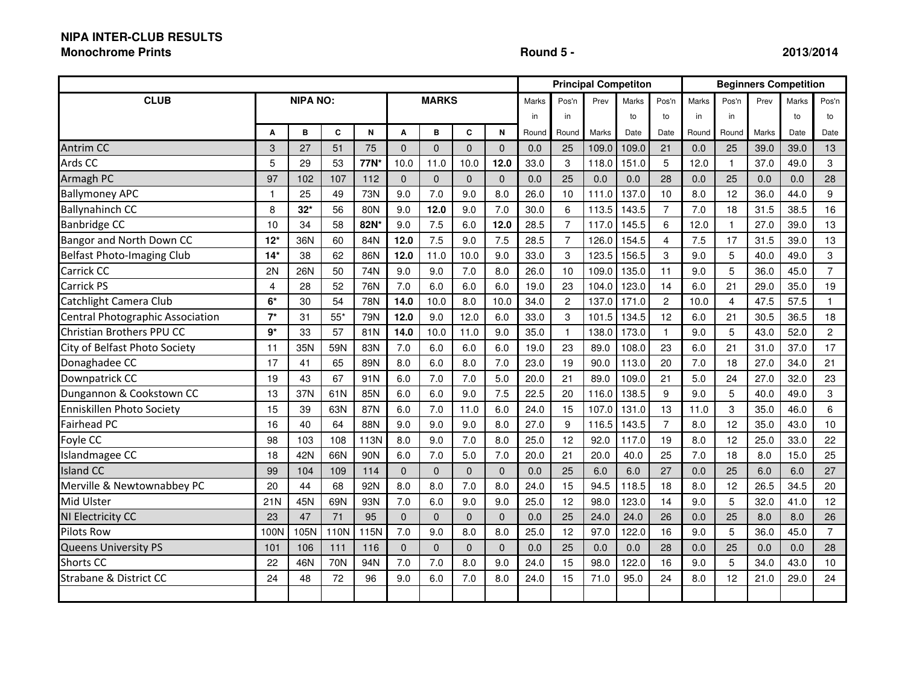**NIPA INTER-CLUB RESULTS**
**Monochrome Prints** **Round 5 -** **2013/2014**

| CLUB | NIPA NO: | | | | MARKS | | | | Principal Competiton | | | | | Beginners Competition | | | | |
|---|---|---|---|---|---|---|---|---|---|---|---|---|---|---|---|---|---|---|
| | A | B | C | N | A | B | C | N | Marks in Round | Pos'n in Round | Prev Marks | Marks to Date | Pos'n to Date | Marks in Round | Pos'n in Round | Prev Marks | Marks to Date | Pos'n to Date |
| Antrim CC | 3 | 27 | 51 | 75 | 0 | 0 | 0 | 0 | 0.0 | 25 | 109.0 | 109.0 | 21 | 0.0 | 25 | 39.0 | 39.0 | 13 |
| Ards CC | 5 | 29 | 53 | **77N*** | 10.0 | 11.0 | 10.0 | **12.0** | 33.0 | 3 | 118.0 | 151.0 | 5 | 12.0 | 1 | 37.0 | 49.0 | 3 |
| Armagh PC | 97 | 102 | 107 | 112 | 0 | 0 | 0 | 0 | 0.0 | 25 | 0.0 | 0.0 | 28 | 0.0 | 25 | 0.0 | 0.0 | 28 |
| Ballymoney APC | 1 | 25 | 49 | 73N | 9.0 | 7.0 | 9.0 | 8.0 | 26.0 | 10 | 111.0 | 137.0 | 10 | 8.0 | 12 | 36.0 | 44.0 | 9 |
| Ballynahinch CC | 8 | **32*** | 56 | 80N | 9.0 | **12.0** | 9.0 | 7.0 | 30.0 | 6 | 113.5 | 143.5 | 7 | 7.0 | 18 | 31.5 | 38.5 | 16 |
| Banbridge CC | 10 | 34 | 58 | **82N*** | 9.0 | 7.5 | 6.0 | **12.0** | 28.5 | 7 | 117.0 | 145.5 | 6 | 12.0 | 1 | 27.0 | 39.0 | 13 |
| Bangor and North Down CC | **12*** | 36N | 60 | 84N | **12.0** | 7.5 | 9.0 | 7.5 | 28.5 | 7 | 126.0 | 154.5 | 4 | 7.5 | 17 | 31.5 | 39.0 | 13 |
| Belfast Photo-Imaging Club | **14*** | 38 | 62 | 86N | **12.0** | 11.0 | 10.0 | 9.0 | 33.0 | 3 | 123.5 | 156.5 | 3 | 9.0 | 5 | 40.0 | 49.0 | 3 |
| Carrick CC | 2N | 26N | 50 | 74N | 9.0 | 9.0 | 7.0 | 8.0 | 26.0 | 10 | 109.0 | 135.0 | 11 | 9.0 | 5 | 36.0 | 45.0 | 7 |
| Carrick PS | 4 | 28 | 52 | 76N | 7.0 | 6.0 | 6.0 | 6.0 | 19.0 | 23 | 104.0 | 123.0 | 14 | 6.0 | 21 | 29.0 | 35.0 | 19 |
| Catchlight Camera Club | **6*** | 30 | 54 | 78N | **14.0** | 10.0 | 8.0 | 10.0 | 34.0 | 2 | 137.0 | 171.0 | 2 | 10.0 | 4 | 47.5 | 57.5 | 1 |
| Central Photographic Association | **7*** | 31 | 55* | 79N | **12.0** | 9.0 | 12.0 | 6.0 | 33.0 | 3 | 101.5 | 134.5 | 12 | 6.0 | 21 | 30.5 | 36.5 | 18 |
| Christian Brothers PPU CC | **9*** | 33 | 57 | 81N | **14.0** | 10.0 | 11.0 | 9.0 | 35.0 | 1 | 138.0 | 173.0 | 1 | 9.0 | 5 | 43.0 | 52.0 | 2 |
| City of Belfast Photo Society | 11 | 35N | 59N | 83N | 7.0 | 6.0 | 6.0 | 6.0 | 19.0 | 23 | 89.0 | 108.0 | 23 | 6.0 | 21 | 31.0 | 37.0 | 17 |
| Donaghadee CC | 17 | 41 | 65 | 89N | 8.0 | 6.0 | 8.0 | 7.0 | 23.0 | 19 | 90.0 | 113.0 | 20 | 7.0 | 18 | 27.0 | 34.0 | 21 |
| Downpatrick CC | 19 | 43 | 67 | 91N | 6.0 | 7.0 | 7.0 | 5.0 | 20.0 | 21 | 89.0 | 109.0 | 21 | 5.0 | 24 | 27.0 | 32.0 | 23 |
| Dungannon & Cookstown CC | 13 | 37N | 61N | 85N | 6.0 | 6.0 | 9.0 | 7.5 | 22.5 | 20 | 116.0 | 138.5 | 9 | 9.0 | 5 | 40.0 | 49.0 | 3 |
| Enniskillen Photo Society | 15 | 39 | 63N | 87N | 6.0 | 7.0 | 11.0 | 6.0 | 24.0 | 15 | 107.0 | 131.0 | 13 | 11.0 | 3 | 35.0 | 46.0 | 6 |
| Fairhead PC | 16 | 40 | 64 | 88N | 9.0 | 9.0 | 9.0 | 8.0 | 27.0 | 9 | 116.5 | 143.5 | 7 | 8.0 | 12 | 35.0 | 43.0 | 10 |
| Foyle CC | 98 | 103 | 108 | 113N | 8.0 | 9.0 | 7.0 | 8.0 | 25.0 | 12 | 92.0 | 117.0 | 19 | 8.0 | 12 | 25.0 | 33.0 | 22 |
| Islandmagee CC | 18 | 42N | 66N | 90N | 6.0 | 7.0 | 5.0 | 7.0 | 20.0 | 21 | 20.0 | 40.0 | 25 | 7.0 | 18 | 8.0 | 15.0 | 25 |
| Island CC | 99 | 104 | 109 | 114 | 0 | 0 | 0 | 0 | 0.0 | 25 | 6.0 | 6.0 | 27 | 0.0 | 25 | 6.0 | 6.0 | 27 |
| Merville & Newtownabbey PC | 20 | 44 | 68 | 92N | 8.0 | 8.0 | 7.0 | 8.0 | 24.0 | 15 | 94.5 | 118.5 | 18 | 8.0 | 12 | 26.5 | 34.5 | 20 |
| Mid Ulster | 21N | 45N | 69N | 93N | 7.0 | 6.0 | 9.0 | 9.0 | 25.0 | 12 | 98.0 | 123.0 | 14 | 9.0 | 5 | 32.0 | 41.0 | 12 |
| NI Electricity CC | 23 | 47 | 71 | 95 | 0 | 0 | 0 | 0 | 0.0 | 25 | 24.0 | 24.0 | 26 | 0.0 | 25 | 8.0 | 8.0 | 26 |
| Pilots Row | 100N | 105N | 110N | 115N | 7.0 | 9.0 | 8.0 | 8.0 | 25.0 | 12 | 97.0 | 122.0 | 16 | 9.0 | 5 | 36.0 | 45.0 | 7 |
| Queens University PS | 101 | 106 | 111 | 116 | 0 | 0 | 0 | 0 | 0.0 | 25 | 0.0 | 0.0 | 28 | 0.0 | 25 | 0.0 | 0.0 | 28 |
| Shorts CC | 22 | 46N | 70N | 94N | 7.0 | 7.0 | 8.0 | 9.0 | 24.0 | 15 | 98.0 | 122.0 | 16 | 9.0 | 5 | 34.0 | 43.0 | 10 |
| Strabane & District CC | 24 | 48 | 72 | 96 | 9.0 | 6.0 | 7.0 | 8.0 | 24.0 | 15 | 71.0 | 95.0 | 24 | 8.0 | 12 | 21.0 | 29.0 | 24 |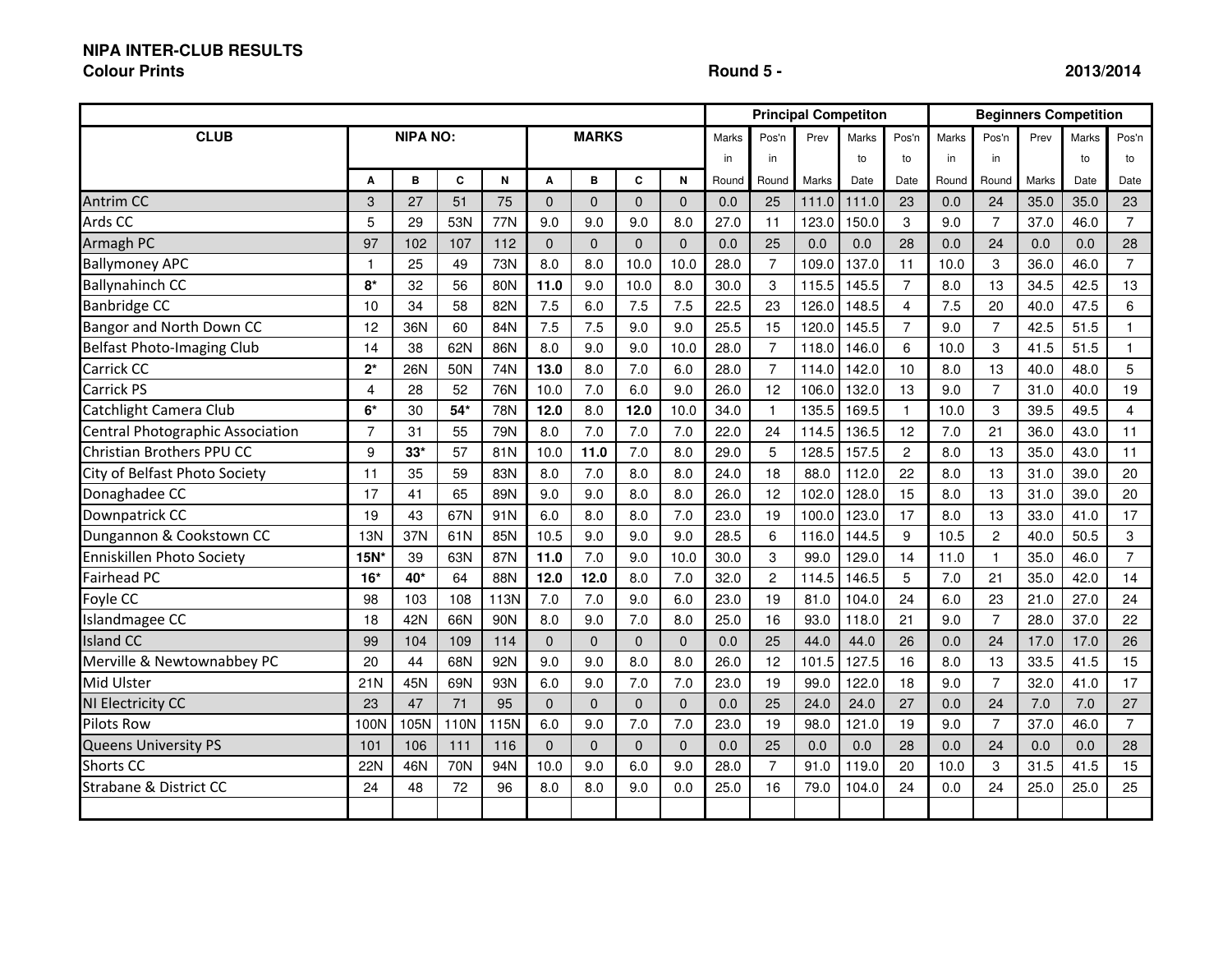**NIPA INTER-CLUB RESULTS**
**Colour Prints** **Round 5 -** **2013/2014**

| | | | | | | | | | Principal Competiton | | | | | Beginners Competition | | | | |
|---|---|---|---|---|---|---|---|---|---|---|---|---|---|---|---|---|---|---|
| CLUB | NIPA NO: | | | | MARKS | | | | Marks in Round | Pos'n in Round | Prev Marks | Marks to Date | Pos'n to Date | Marks in Round | Pos'n in Round | Prev Marks | Marks to Date | Pos'n to Date |
| | A | B | C | N | A | B | C | N | | | | | | | | | | |
| Antrim CC | 3 | 27 | 51 | 75 | 0 | 0 | 0 | 0 | 0.0 | 25 | 111.0 | 111.0 | 23 | 0.0 | 24 | 35.0 | 35.0 | 23 |
| Ards CC | 5 | 29 | 53N | 77N | 9.0 | 9.0 | 9.0 | 8.0 | 27.0 | 11 | 123.0 | 150.0 | 3 | 9.0 | 7 | 37.0 | 46.0 | 7 |
| Armagh PC | 97 | 102 | 107 | 112 | 0 | 0 | 0 | 0 | 0.0 | 25 | 0.0 | 0.0 | 28 | 0.0 | 24 | 0.0 | 0.0 | 28 |
| Ballymoney APC | 1 | 25 | 49 | 73N | 8.0 | 8.0 | 10.0 | 10.0 | 28.0 | 7 | 109.0 | 137.0 | 11 | 10.0 | 3 | 36.0 | 46.0 | 7 |
| Ballynahinch CC | **8*** | 32 | 56 | 80N | **11.0** | 9.0 | 10.0 | 8.0 | 30.0 | 3 | 115.5 | 145.5 | 7 | 8.0 | 13 | 34.5 | 42.5 | 13 |
| Banbridge CC | 10 | 34 | 58 | 82N | 7.5 | 6.0 | 7.5 | 7.5 | 22.5 | 23 | 126.0 | 148.5 | 4 | 7.5 | 20 | 40.0 | 47.5 | 6 |
| Bangor and North Down CC | 12 | 36N | 60 | 84N | 7.5 | 7.5 | 9.0 | 9.0 | 25.5 | 15 | 120.0 | 145.5 | 7 | 9.0 | 7 | 42.5 | 51.5 | 1 |
| Belfast Photo-Imaging Club | 14 | 38 | 62N | 86N | 8.0 | 9.0 | 9.0 | 10.0 | 28.0 | 7 | 118.0 | 146.0 | 6 | 10.0 | 3 | 41.5 | 51.5 | 1 |
| Carrick CC | **2*** | 26N | 50N | 74N | **13.0** | 8.0 | 7.0 | 6.0 | 28.0 | 7 | 114.0 | 142.0 | 10 | 8.0 | 13 | 40.0 | 48.0 | 5 |
| Carrick PS | 4 | 28 | 52 | 76N | 10.0 | 7.0 | 6.0 | 9.0 | 26.0 | 12 | 106.0 | 132.0 | 13 | 9.0 | 7 | 31.0 | 40.0 | 19 |
| Catchlight Camera Club | **6*** | 30 | **54*** | 78N | **12.0** | 8.0 | **12.0** | 10.0 | 34.0 | 1 | 135.5 | 169.5 | 1 | 10.0 | 3 | 39.5 | 49.5 | 4 |
| Central Photographic Association | 7 | 31 | 55 | 79N | 8.0 | 7.0 | 7.0 | 7.0 | 22.0 | 24 | 114.5 | 136.5 | 12 | 7.0 | 21 | 36.0 | 43.0 | 11 |
| Christian Brothers PPU CC | 9 | **33*** | 57 | 81N | 10.0 | **11.0** | 7.0 | 8.0 | 29.0 | 5 | 128.5 | 157.5 | 2 | 8.0 | 13 | 35.0 | 43.0 | 11 |
| City of Belfast Photo Society | 11 | 35 | 59 | 83N | 8.0 | 7.0 | 8.0 | 8.0 | 24.0 | 18 | 88.0 | 112.0 | 22 | 8.0 | 13 | 31.0 | 39.0 | 20 |
| Donaghadee CC | 17 | 41 | 65 | 89N | 9.0 | 9.0 | 8.0 | 8.0 | 26.0 | 12 | 102.0 | 128.0 | 15 | 8.0 | 13 | 31.0 | 39.0 | 20 |
| Downpatrick CC | 19 | 43 | 67N | 91N | 6.0 | 8.0 | 8.0 | 7.0 | 23.0 | 19 | 100.0 | 123.0 | 17 | 8.0 | 13 | 33.0 | 41.0 | 17 |
| Dungannon & Cookstown CC | 13N | 37N | 61N | 85N | 10.5 | 9.0 | 9.0 | 9.0 | 28.5 | 6 | 116.0 | 144.5 | 9 | 10.5 | 2 | 40.0 | 50.5 | 3 |
| Enniskillen Photo Society | **15N*** | 39 | 63N | 87N | **11.0** | 7.0 | 9.0 | 10.0 | 30.0 | 3 | 99.0 | 129.0 | 14 | 11.0 | 1 | 35.0 | 46.0 | 7 |
| Fairhead PC | **16*** | **40*** | 64 | 88N | **12.0** | **12.0** | 8.0 | 7.0 | 32.0 | 2 | 114.5 | 146.5 | 5 | 7.0 | 21 | 35.0 | 42.0 | 14 |
| Foyle CC | 98 | 103 | 108 | 113N | 7.0 | 7.0 | 9.0 | 6.0 | 23.0 | 19 | 81.0 | 104.0 | 24 | 6.0 | 23 | 21.0 | 27.0 | 24 |
| Islandmagee CC | 18 | 42N | 66N | 90N | 8.0 | 9.0 | 7.0 | 8.0 | 25.0 | 16 | 93.0 | 118.0 | 21 | 9.0 | 7 | 28.0 | 37.0 | 22 |
| Island CC | 99 | 104 | 109 | 114 | 0 | 0 | 0 | 0 | 0.0 | 25 | 44.0 | 44.0 | 26 | 0.0 | 24 | 17.0 | 17.0 | 26 |
| Merville & Newtownabbey PC | 20 | 44 | 68N | 92N | 9.0 | 9.0 | 8.0 | 8.0 | 26.0 | 12 | 101.5 | 127.5 | 16 | 8.0 | 13 | 33.5 | 41.5 | 15 |
| Mid Ulster | 21N | 45N | 69N | 93N | 6.0 | 9.0 | 7.0 | 7.0 | 23.0 | 19 | 99.0 | 122.0 | 18 | 9.0 | 7 | 32.0 | 41.0 | 17 |
| NI Electricity CC | 23 | 47 | 71 | 95 | 0 | 0 | 0 | 0 | 0.0 | 25 | 24.0 | 24.0 | 27 | 0.0 | 24 | 7.0 | 7.0 | 27 |
| Pilots Row | 100N | 105N | 110N | 115N | 6.0 | 9.0 | 7.0 | 7.0 | 23.0 | 19 | 98.0 | 121.0 | 19 | 9.0 | 7 | 37.0 | 46.0 | 7 |
| Queens University PS | 101 | 106 | 111 | 116 | 0 | 0 | 0 | 0 | 0.0 | 25 | 0.0 | 0.0 | 28 | 0.0 | 24 | 0.0 | 0.0 | 28 |
| Shorts CC | 22N | 46N | 70N | 94N | 10.0 | 9.0 | 6.0 | 9.0 | 28.0 | 7 | 91.0 | 119.0 | 20 | 10.0 | 3 | 31.5 | 41.5 | 15 |
| Strabane & District CC | 24 | 48 | 72 | 96 | 8.0 | 8.0 | 9.0 | 0.0 | 25.0 | 16 | 79.0 | 104.0 | 24 | 0.0 | 24 | 25.0 | 25.0 | 25 |
| | | | | | | | | | | | | | | | | | | |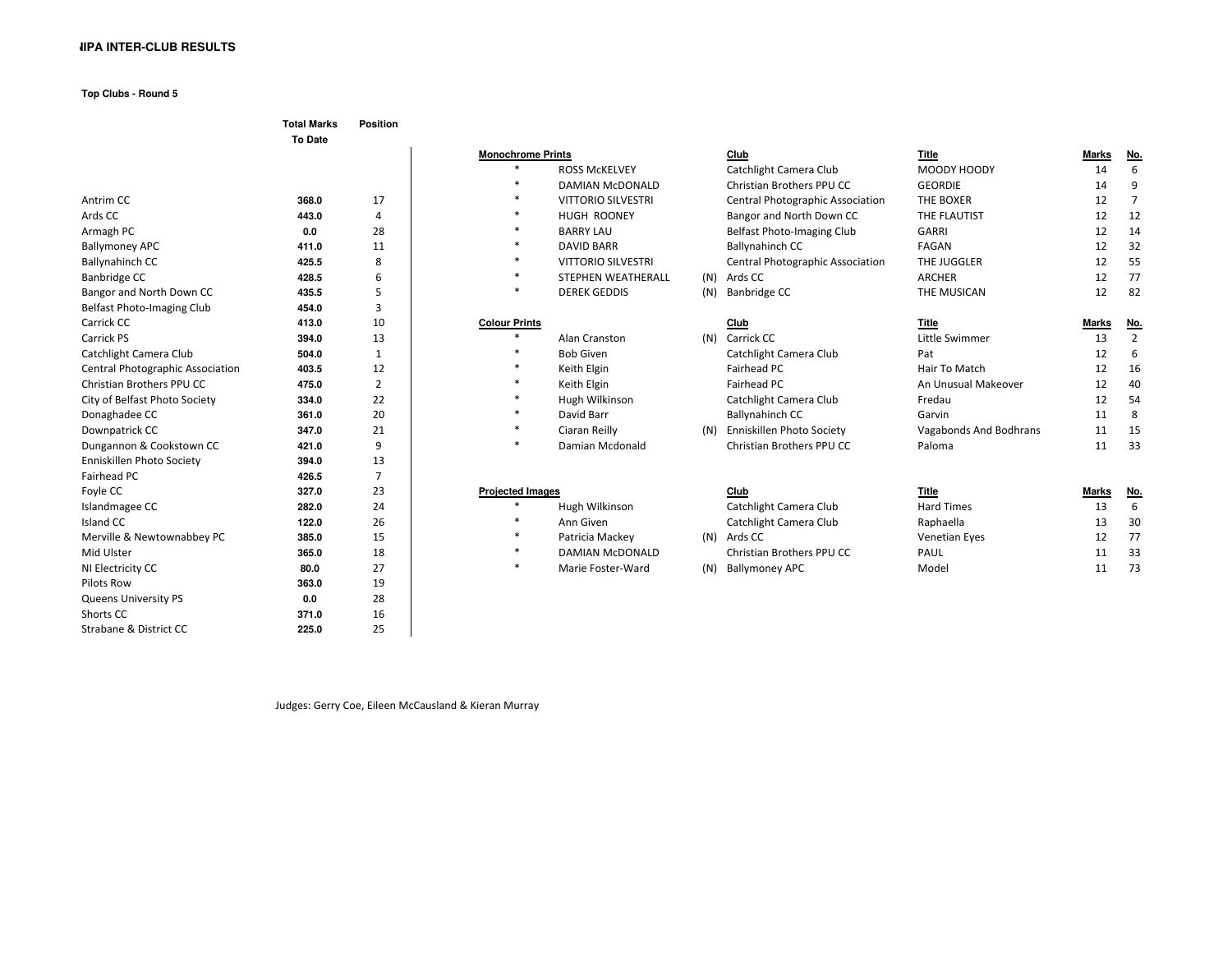**NIPA INTER-CLUB RESULTS**

**Top Clubs - Round 5**

| | Total Marks To Date | Position |
|---|---|---|
| Antrim CC | **368.0** | 17 |
| Ards CC | **443.0** | 4 |
| Armagh PC | **0.0** | 28 |
| Ballymoney APC | **411.0** | 11 |
| Ballynahinch CC | **425.5** | 8 |
| Banbridge CC | **428.5** | 6 |
| Bangor and North Down CC | **435.5** | 5 |
| Belfast Photo-Imaging Club | **454.0** | 3 |
| Carrick CC | **413.0** | 10 |
| Carrick PS | **394.0** | 13 |
| Catchlight Camera Club | **504.0** | 1 |
| Central Photographic Association | **403.5** | 12 |
| Christian Brothers PPU CC | **475.0** | 2 |
| City of Belfast Photo Society | **334.0** | 22 |
| Donaghadee CC | **361.0** | 20 |
| Downpatrick CC | **347.0** | 21 |
| Dungannon & Cookstown CC | **421.0** | 9 |
| Enniskillen Photo Society | **394.0** | 13 |
| Fairhead PC | **426.5** | 7 |
| Foyle CC | **327.0** | 23 |
| Islandmagee CC | **282.0** | 24 |
| Island CC | **122.0** | 26 |
| Merville & Newtownabbey PC | **385.0** | 15 |
| Mid Ulster | **365.0** | 18 |
| NI Electricity CC | **80.0** | 27 |
| Pilots Row | **363.0** | 19 |
| Queens University PS | **0.0** | 28 |
| Shorts CC | **371.0** | 16 |
| Strabane & District CC | **225.0** | 25 |

| **Monochrome Prints** | | | **Club** | **Title** | **Marks** | **No.** |
|---|---|---|---|---|---|---|
| * | ROSS McKELVEY | | Catchlight Camera Club | MOODY HOODY | 14 | 6 |
| * | DAMIAN McDONALD | | Christian Brothers PPU CC | GEORDIE | 14 | 9 |
| * | VITTORIO SILVESTRI | | Central Photographic Association | THE BOXER | 12 | 7 |
| * | HUGH ROONEY | | Bangor and North Down CC | THE FLAUTIST | 12 | 12 |
| * | BARRY LAU | | Belfast Photo-Imaging Club | GARRI | 12 | 14 |
| * | DAVID BARR | | Ballynahinch CC | FAGAN | 12 | 32 |
| * | VITTORIO SILVESTRI | | Central Photographic Association | THE JUGGLER | 12 | 55 |
| * | STEPHEN WEATHERALL | (N) | Ards CC | ARCHER | 12 | 77 |
| * | DEREK GEDDIS | (N) | Banbridge CC | THE MUSICAN | 12 | 82 |

| **Colour Prints** | | | **Club** | **Title** | **Marks** | **No.** |
|---|---|---|---|---|---|---|
| * | Alan Cranston | (N) | Carrick CC | Little Swimmer | 13 | 2 |
| * | Bob Given | | Catchlight Camera Club | Pat | 12 | 6 |
| * | Keith Elgin | | Fairhead PC | Hair To Match | 12 | 16 |
| * | Keith Elgin | | Fairhead PC | An Unusual Makeover | 12 | 40 |
| * | Hugh Wilkinson | | Catchlight Camera Club | Fredau | 12 | 54 |
| * | David Barr | | Ballynahinch CC | Garvin | 11 | 8 |
| * | Ciaran Reilly | (N) | Enniskillen Photo Society | Vagabonds And Bodhrans | 11 | 15 |
| * | Damian Mcdonald | | Christian Brothers PPU CC | Paloma | 11 | 33 |

| **Projected Images** | | | **Club** | **Title** | **Marks** | **No.** |
|---|---|---|---|---|---|---|
| * | Hugh Wilkinson | | Catchlight Camera Club | Hard Times | 13 | 6 |
| * | Ann Given | | Catchlight Camera Club | Raphaella | 13 | 30 |
| * | Patricia Mackey | (N) | Ards CC | Venetian Eyes | 12 | 77 |
| * | DAMIAN McDONALD | | Christian Brothers PPU CC | PAUL | 11 | 33 |
| * | Marie Foster-Ward | (N) | Ballymoney APC | Model | 11 | 73 |

Judges: Gerry Coe, Eileen McCausland & Kieran Murray